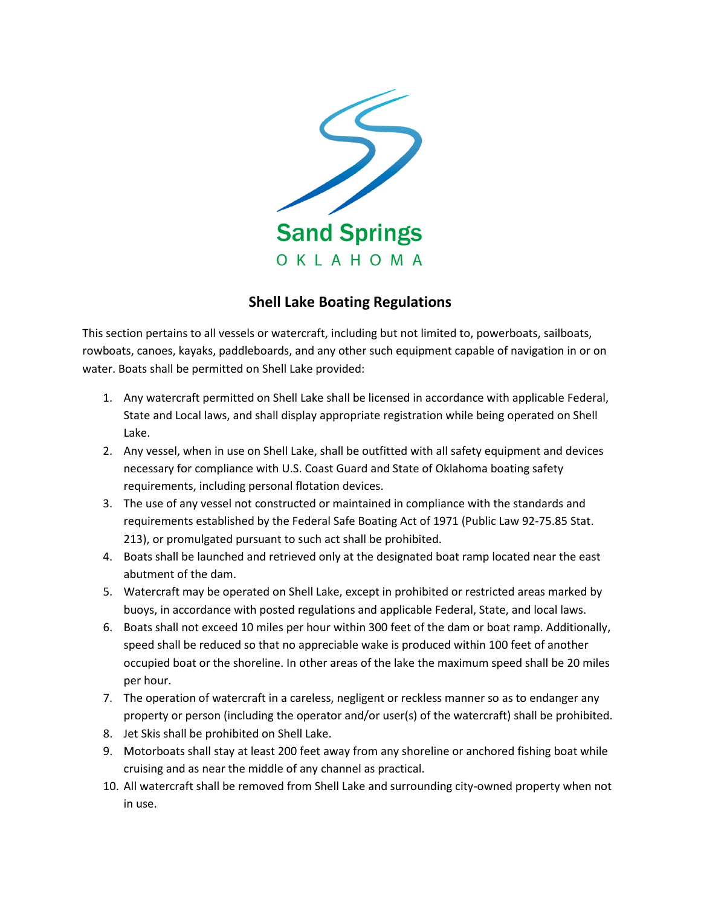Sand Springs

OKLAHOMA

## Shell Lake Boating Regulations

This section pertains to all vessels or watercraft, including but not limited to, powerboats, sailboats, rowboats, canoes, kayaks, paddleboards, and any other such equipment capable of navigation in or on water. Boats shall be permitted on Shell Lake provided:

1. Any watercraft permitted on Shell Lake shall be licensed in accordance with applicable Federal, State and Local laws, and shall display appropriate registration while being operated on Shell Lake.
2. Any vessel, when in use on Shell Lake, shall be outfitted with all safety equipment and devices necessary for compliance with U.S. Coast Guard and State of Oklahoma boating safety requirements, including personal flotation devices.
3. The use of any vessel not constructed or maintained in compliance with the standards and requirements established by the Federal Safe Boating Act of 1971 (Public Law 92-75.85 Stat. 213), or promulgated pursuant to such act shall be prohibited.
4. Boats shall be launched and retrieved only at the designated boat ramp located near the east abutment of the dam.
5. Watercraft may be operated on Shell Lake, except in prohibited or restricted areas marked by buoys, in accordance with posted regulations and applicable Federal, State, and local laws.
6. Boats shall not exceed 10 miles per hour within 300 feet of the dam or boat ramp. Additionally, speed shall be reduced so that no appreciable wake is produced within 100 feet of another occupied boat or the shoreline. In other areas of the lake the maximum speed shall be 20 miles per hour.
7. The operation of watercraft in a careless, negligent or reckless manner so as to endanger any property or person (including the operator and/or user(s) of the watercraft) shall be prohibited.
8. Jet Skis shall be prohibited on Shell Lake.
9. Motorboats shall stay at least 200 feet away from any shoreline or anchored fishing boat while cruising and as near the middle of any channel as practical.
10. All watercraft shall be removed from Shell Lake and surrounding city-owned property when not in use.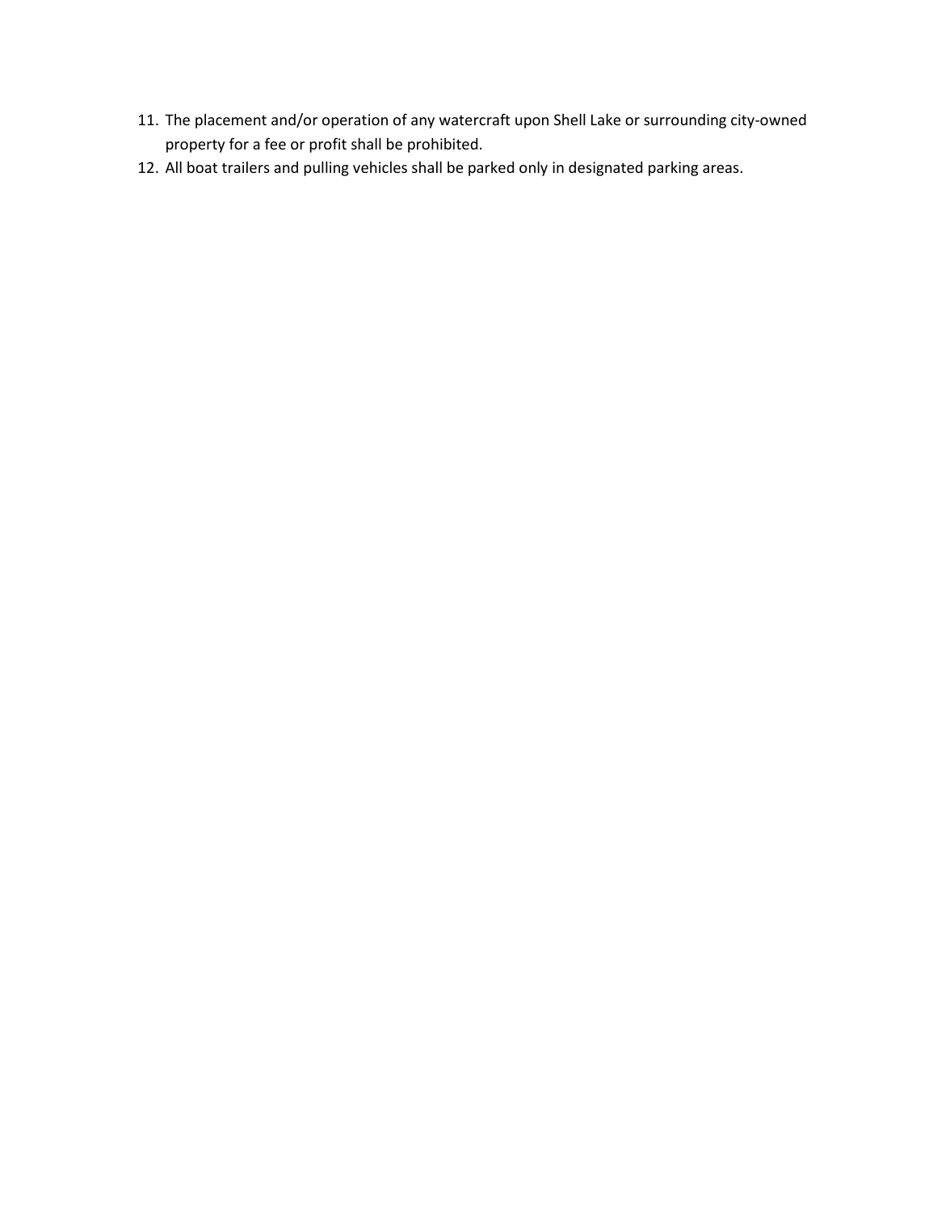11. The placement and/or operation of any watercraft upon Shell Lake or surrounding city-owned property for a fee or profit shall be prohibited.
12. All boat trailers and pulling vehicles shall be parked only in designated parking areas.